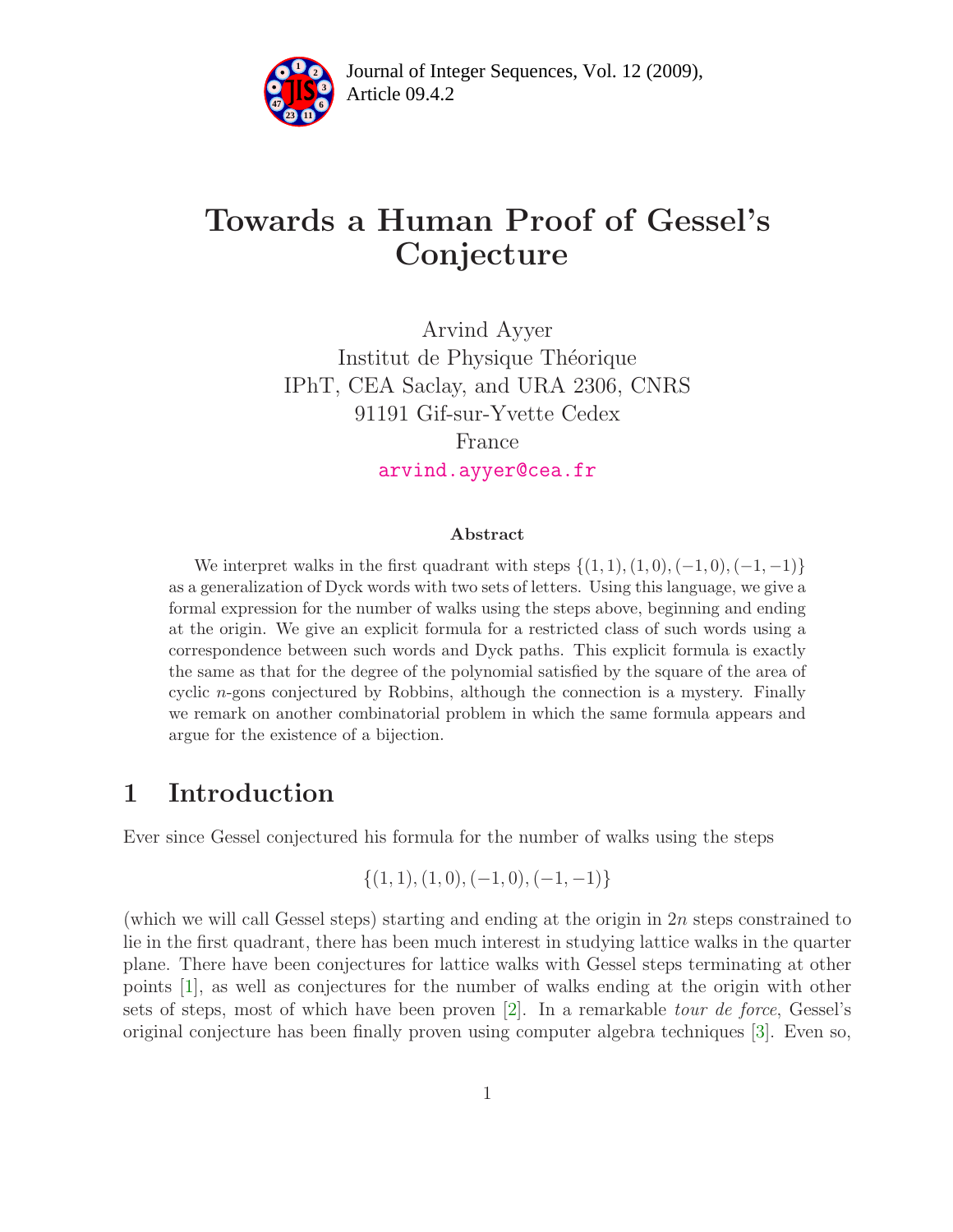# Towards a Human Proof of Gessel's Conjecture

Arvind Ayyer
Institut de Physique Théorique
IPhT, CEA Saclay, and URA 2306, CNRS
91191 Gif-sur-Yvette Cedex
France
arvind.ayyer@cea.fr

### Abstract

We interpret walks in the first quadrant with steps $\{(1,1),(1,0),(-1,0),(-1,-1)\}$ as a generalization of Dyck words with two sets of letters. Using this language, we give a formal expression for the number of walks using the steps above, beginning and ending at the origin. We give an explicit formula for a restricted class of such words using a correspondence between such words and Dyck paths. This explicit formula is exactly the same as that for the degree of the polynomial satisfied by the square of the area of cyclic $n$-gons conjectured by Robbins, although the connection is a mystery. Finally we remark on another combinatorial problem in which the same formula appears and argue for the existence of a bijection.

## 1 Introduction

Ever since Gessel conjectured his formula for the number of walks using the steps

$$\{(1,1),(1,0),(-1,0),(-1,-1)\}$$

(which we will call Gessel steps) starting and ending at the origin in $2n$ steps constrained to lie in the first quadrant, there has been much interest in studying lattice walks in the quarter plane. There have been conjectures for lattice walks with Gessel steps terminating at other points [1], as well as conjectures for the number of walks ending at the origin with other sets of steps, most of which have been proven [2]. In a remarkable *tour de force*, Gessel's original conjecture has been finally proven using computer algebra techniques [3]. Even so,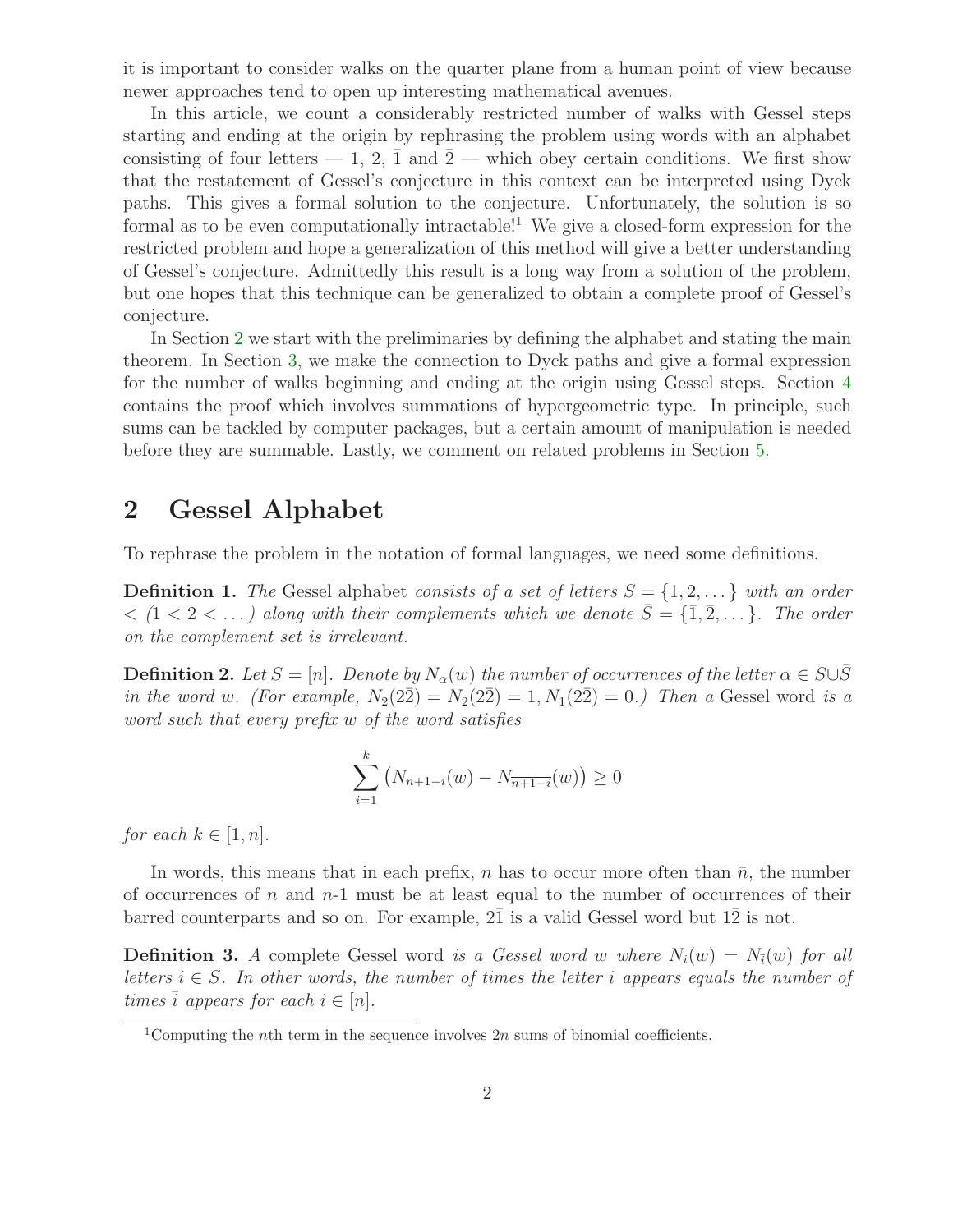it is important to consider walks on the quarter plane from a human point of view because newer approaches tend to open up interesting mathematical avenues.

In this article, we count a considerably restricted number of walks with Gessel steps starting and ending at the origin by rephrasing the problem using words with an alphabet consisting of four letters — 1, 2, $\bar{1}$ and $\bar{2}$ — which obey certain conditions. We first show that the restatement of Gessel's conjecture in this context can be interpreted using Dyck paths. This gives a formal solution to the conjecture. Unfortunately, the solution is so formal as to be even computationally intractable![1] We give a closed-form expression for the restricted problem and hope a generalization of this method will give a better understanding of Gessel's conjecture. Admittedly this result is a long way from a solution of the problem, but one hopes that this technique can be generalized to obtain a complete proof of Gessel's conjecture.

In Section 2 we start with the preliminaries by defining the alphabet and stating the main theorem. In Section 3, we make the connection to Dyck paths and give a formal expression for the number of walks beginning and ending at the origin using Gessel steps. Section 4 contains the proof which involves summations of hypergeometric type. In principle, such sums can be tackled by computer packages, but a certain amount of manipulation is needed before they are summable. Lastly, we comment on related problems in Section 5.

## 2 Gessel Alphabet

To rephrase the problem in the notation of formal languages, we need some definitions.

**Definition 1.** *The* Gessel alphabet *consists of a set of letters $S = \{1, 2, \dots\}$ with an order $<$ ($1 < 2 < \dots$) along with their complements which we denote $\bar{S} = \{\bar{1}, \bar{2}, \dots\}$. The order on the complement set is irrelevant.*

**Definition 2.** *Let $S = [n]$. Denote by $N_\alpha(w)$ the number of occurrences of the letter $\alpha \in S \cup \bar{S}$ in the word $w$. (For example, $N_2(2\bar{2}) = N_{\bar{2}}(2\bar{2}) = 1, N_1(2\bar{2}) = 0$.) Then a* Gessel word *is a word such that every prefix $w$ of the word satisfies*

$$\sum_{i=1}^{k} \left( N_{n+1-i}(w) - N_{\overline{n+1-i}}(w) \right) \geq 0$$

*for each $k \in [1, n]$.*

In words, this means that in each prefix, $n$ has to occur more often than $\bar{n}$, the number of occurrences of $n$ and $n$-1 must be at least equal to the number of occurrences of their barred counterparts and so on. For example, $2\bar{1}$ is a valid Gessel word but $1\bar{2}$ is not.

**Definition 3.** *A* complete Gessel word *is a Gessel word $w$ where $N_i(w) = N_{\bar{i}}(w)$ for all letters $i \in S$. In other words, the number of times the letter $i$ appears equals the number of times $\bar{i}$ appears for each $i \in [n]$.*

[1] Computing the $n$th term in the sequence involves $2n$ sums of binomial coefficients.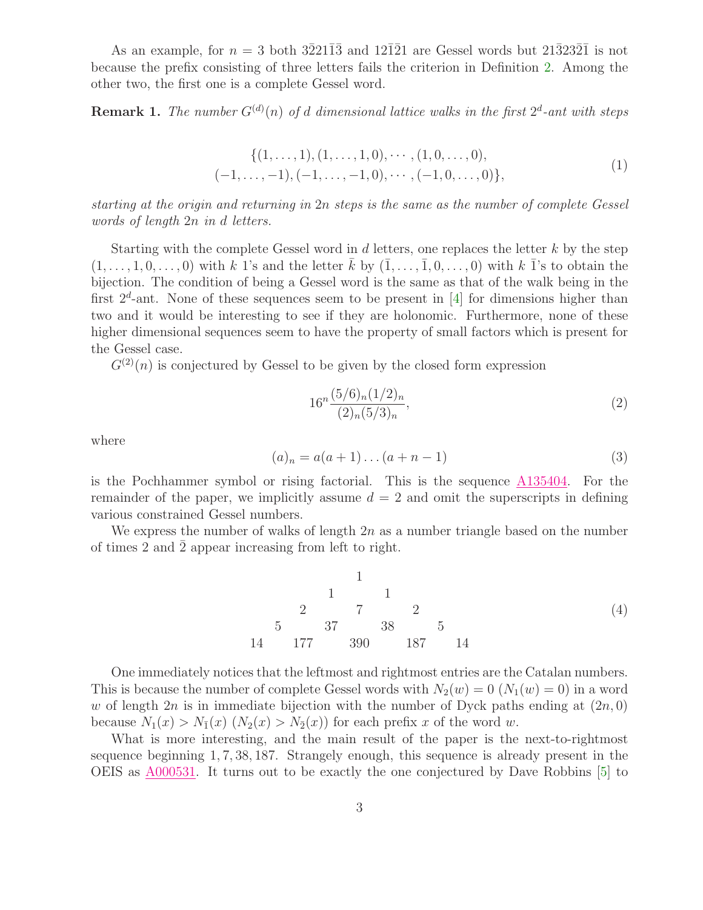As an example, for $n = 3$ both $3\bar{2}21\bar{1}\bar{3}$ and $12\bar{1}\bar{2}1$ are Gessel words but $21\bar{3}23\bar{2}\bar{1}$ is not because the prefix consisting of three letters fails the criterion in Definition 2. Among the other two, the first one is a complete Gessel word.

**Remark 1.** *The number $G^{(d)}(n)$ of $d$ dimensional lattice walks in the first $2^d$-ant with steps*

$$\begin{aligned}\{(1,\dots,1),(1,\dots,1,0),\cdots,(1,0,\dots,0),\\(-1,\dots,-1),(-1,\dots,-1,0),\cdots,(-1,0,\dots,0)\},\end{aligned}\tag{1}$$

*starting at the origin and returning in $2n$ steps is the same as the number of complete Gessel words of length $2n$ in $d$ letters.*

Starting with the complete Gessel word in $d$ letters, one replaces the letter $k$ by the step $(1,\dots,1,0,\dots,0)$ with $k$ 1's and the letter $\bar{k}$ by $(\bar{1},\dots,\bar{1},0,\dots,0)$ with $k$ $\bar{1}$'s to obtain the bijection. The condition of being a Gessel word is the same as that of the walk being in the first $2^d$-ant. None of these sequences seem to be present in [4] for dimensions higher than two and it would be interesting to see if they are holonomic. Furthermore, none of these higher dimensional sequences seem to have the property of small factors which is present for the Gessel case.

$G^{(2)}(n)$ is conjectured by Gessel to be given by the closed form expression

$$16^n \frac{(5/6)_n (1/2)_n}{(2)_n (5/3)_n},\tag{2}$$

where

$$(a)_n = a(a+1)\dots(a+n-1)\tag{3}$$

is the Pochhammer symbol or rising factorial. This is the sequence A135404. For the remainder of the paper, we implicitly assume $d = 2$ and omit the superscripts in defining various constrained Gessel numbers.

We express the number of walks of length $2n$ as a number triangle based on the number of times 2 and $\bar{2}$ appear increasing from left to right.

$$\begin{array}{ccccccccc} & & & & 1 & & & & \\ & & & 1 & & 1 & & & \\ & & 2 & & 7 & & 2 & & \\ & 5 & & 37 & & 38 & & 5 & \\ 14 & & 177 & & 390 & & 187 & & 14 \end{array}\tag{4}$$

One immediately notices that the leftmost and rightmost entries are the Catalan numbers. This is because the number of complete Gessel words with $N_2(w) = 0$ ($N_1(w) = 0$) in a word $w$ of length $2n$ is in immediate bijection with the number of Dyck paths ending at $(2n, 0)$ because $N_1(x) > N_{\bar{1}}(x)$ ($N_2(x) > N_{\bar{2}}(x)$) for each prefix $x$ of the word $w$.

What is more interesting, and the main result of the paper is the next-to-rightmost sequence beginning $1, 7, 38, 187$. Strangely enough, this sequence is already present in the OEIS as A000531. It turns out to be exactly the one conjectured by Dave Robbins [5] to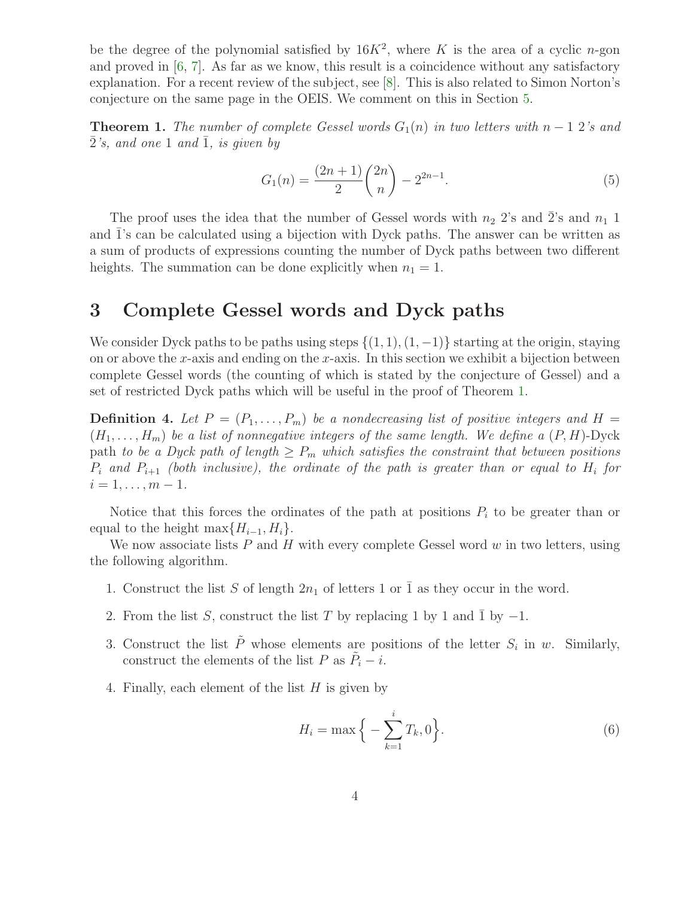be the degree of the polynomial satisfied by $16K^2$, where $K$ is the area of a cyclic $n$-gon and proved in [6, 7]. As far as we know, this result is a coincidence without any satisfactory explanation. For a recent review of the subject, see [8]. This is also related to Simon Norton's conjecture on the same page in the OEIS. We comment on this in Section 5.

**Theorem 1.** *The number of complete Gessel words $G_1(n)$ in two letters with $n-1$ 2's and $\bar{2}$'s, and one 1 and $\bar{1}$, is given by*

$$G_1(n) = \frac{(2n+1)}{2}\binom{2n}{n} - 2^{2n-1}. \tag{5}$$

The proof uses the idea that the number of Gessel words with $n_2$ 2's and $\bar{2}$'s and $n_1$ 1 and $\bar{1}$'s can be calculated using a bijection with Dyck paths. The answer can be written as a sum of products of expressions counting the number of Dyck paths between two different heights. The summation can be done explicitly when $n_1 = 1$.

## 3 Complete Gessel words and Dyck paths

We consider Dyck paths to be paths using steps $\{(1,1),(1,-1)\}$ starting at the origin, staying on or above the $x$-axis and ending on the $x$-axis. In this section we exhibit a bijection between complete Gessel words (the counting of which is stated by the conjecture of Gessel) and a set of restricted Dyck paths which will be useful in the proof of Theorem 1.

**Definition 4.** *Let $P = (P_1, \ldots, P_m)$ be a nondecreasing list of positive integers and $H = (H_1, \ldots, H_m)$ be a list of nonnegative integers of the same length. We define a $(P,H)$-Dyck path to be a Dyck path of length $\geq P_m$ which satisfies the constraint that between positions $P_i$ and $P_{i+1}$ (both inclusive), the ordinate of the path is greater than or equal to $H_i$ for $i = 1, \ldots, m-1$.*

Notice that this forces the ordinates of the path at positions $P_i$ to be greater than or equal to the height $\max\{H_{i-1}, H_i\}$.

We now associate lists $P$ and $H$ with every complete Gessel word $w$ in two letters, using the following algorithm.

1. Construct the list $S$ of length $2n_1$ of letters 1 or $\bar{1}$ as they occur in the word.
2. From the list $S$, construct the list $T$ by replacing 1 by 1 and $\bar{1}$ by $-1$.
3. Construct the list $\tilde{P}$ whose elements are positions of the letter $S_i$ in $w$. Similarly, construct the elements of the list $P$ as $\tilde{P}_i - i$.
4. Finally, each element of the list $H$ is given by

$$H_i = \max\Big\{ -\sum_{k=1}^{i} T_k, 0 \Big\}. \tag{6}$$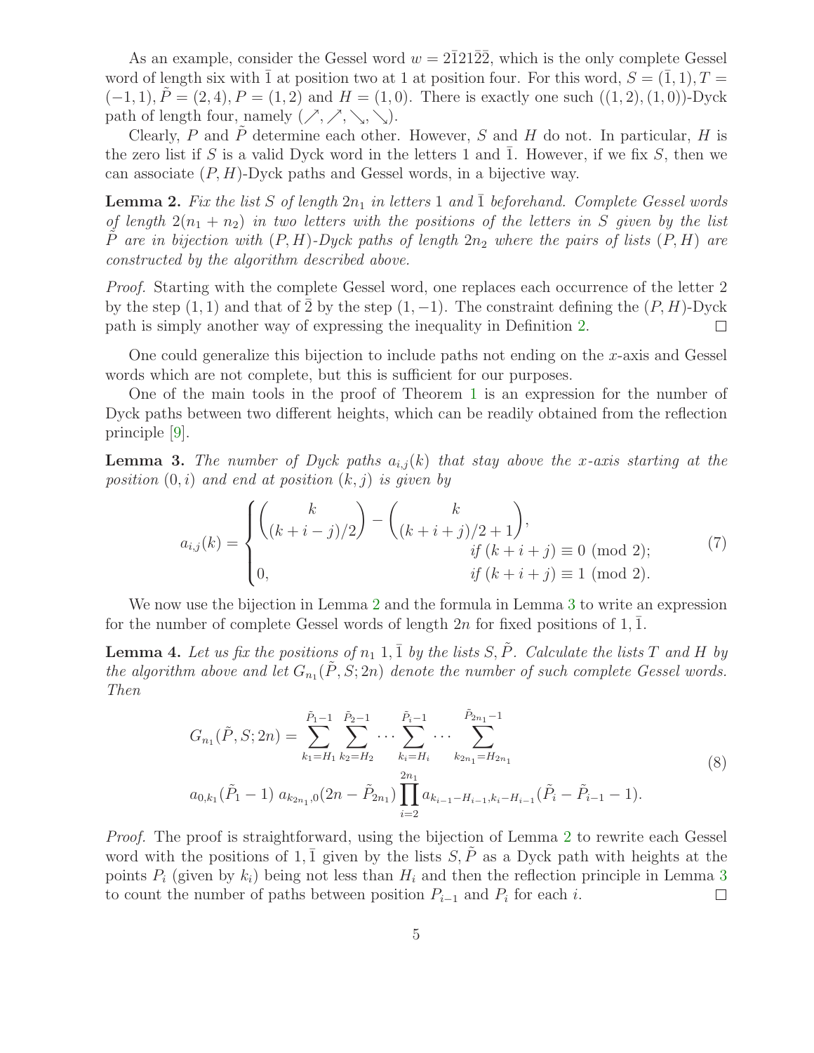As an example, consider the Gessel word $w = 2\bar{1}21\bar{2}\bar{2}$, which is the only complete Gessel word of length six with $\bar{1}$ at position two at 1 at position four. For this word, $S = (\bar{1}, 1), T = (-1, 1), \tilde{P} = (2, 4), P = (1, 2)$ and $H = (1, 0)$. There is exactly one such $((1, 2), (1, 0))$-Dyck path of length four, namely $(\nearrow, \nearrow, \searrow, \searrow)$.

Clearly, $P$ and $\tilde{P}$ determine each other. However, $S$ and $H$ do not. In particular, $H$ is the zero list if $S$ is a valid Dyck word in the letters 1 and $\bar{1}$. However, if we fix $S$, then we can associate $(P, H)$-Dyck paths and Gessel words, in a bijective way.

**Lemma 2.** *Fix the list $S$ of length $2n_1$ in letters 1 and $\bar{1}$ beforehand. Complete Gessel words of length $2(n_1 + n_2)$ in two letters with the positions of the letters in $S$ given by the list $\tilde{P}$ are in bijection with $(P, H)$-Dyck paths of length $2n_2$ where the pairs of lists $(P, H)$ are constructed by the algorithm described above.*

*Proof.* Starting with the complete Gessel word, one replaces each occurrence of the letter 2 by the step $(1, 1)$ and that of $\bar{2}$ by the step $(1, -1)$. The constraint defining the $(P, H)$-Dyck path is simply another way of expressing the inequality in Definition 2. $\square$

One could generalize this bijection to include paths not ending on the $x$-axis and Gessel words which are not complete, but this is sufficient for our purposes.

One of the main tools in the proof of Theorem 1 is an expression for the number of Dyck paths between two different heights, which can be readily obtained from the reflection principle [9].

**Lemma 3.** *The number of Dyck paths $a_{i,j}(k)$ that stay above the $x$-axis starting at the position $(0, i)$ and end at position $(k, j)$ is given by*

$$a_{i,j}(k) = \begin{cases} \binom{k}{(k+i-j)/2} - \binom{k}{(k+i+j)/2+1}, & \text{if } (k+i+j) \equiv 0 \pmod 2; \\ 0, & \text{if } (k+i+j) \equiv 1 \pmod 2. \end{cases} \tag{7}$$

We now use the bijection in Lemma 2 and the formula in Lemma 3 to write an expression for the number of complete Gessel words of length $2n$ for fixed positions of $1, \bar{1}$.

**Lemma 4.** *Let us fix the positions of $n_1$ $1, \bar{1}$ by the lists $S, \tilde{P}$. Calculate the lists $T$ and $H$ by the algorithm above and let $G_{n_1}(\tilde{P}, S; 2n)$ denote the number of such complete Gessel words. Then*

$$\begin{aligned} G_{n_1}(\tilde{P}, S; 2n) = &\sum_{k_1=H_1}^{\tilde{P}_1-1} \sum_{k_2=H_2}^{\tilde{P}_2-1} \cdots \sum_{k_i=H_i}^{\tilde{P}_i-1} \cdots \sum_{k_{2n_1}=H_{2n_1}}^{\tilde{P}_{2n_1}-1} \\ &a_{0,k_1}(\tilde{P}_1 - 1)\, a_{k_{2n_1},0}(2n - \tilde{P}_{2n_1}) \prod_{i=2}^{2n_1} a_{k_{i-1}-H_{i-1},k_i-H_{i-1}}(\tilde{P}_i - \tilde{P}_{i-1} - 1). \end{aligned} \tag{8}$$

*Proof.* The proof is straightforward, using the bijection of Lemma 2 to rewrite each Gessel word with the positions of $1, \bar{1}$ given by the lists $S, \tilde{P}$ as a Dyck path with heights at the points $P_i$ (given by $k_i$) being not less than $H_i$ and then the reflection principle in Lemma 3 to count the number of paths between position $P_{i-1}$ and $P_i$ for each $i$. $\square$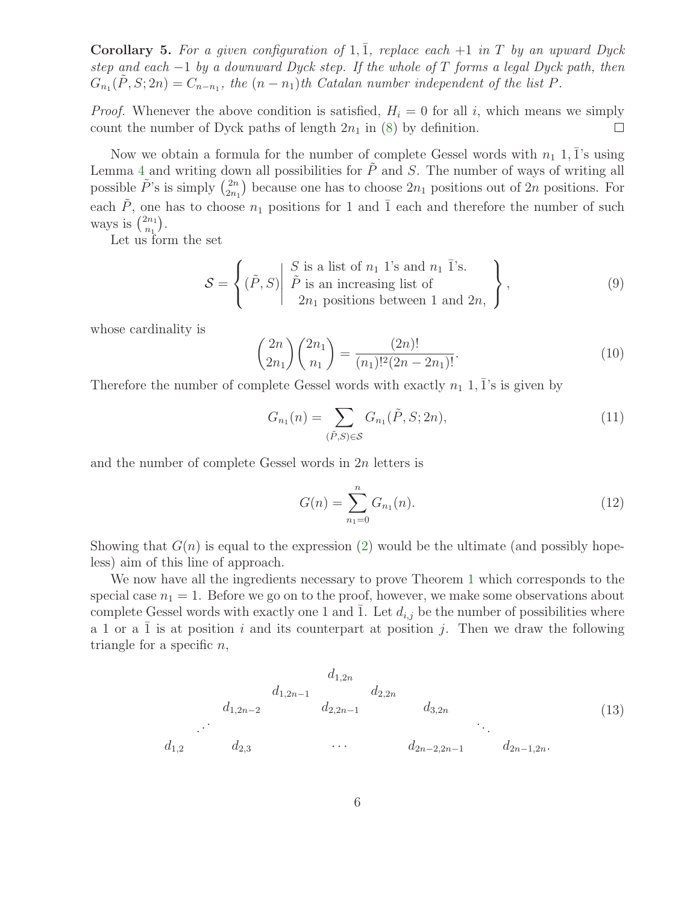**Corollary 5.** *For a given configuration of $1, \bar{1}$, replace each $+1$ in $T$ by an upward Dyck step and each $-1$ by a downward Dyck step. If the whole of $T$ forms a legal Dyck path, then $G_{n_1}(\tilde{P}, S; 2n) = C_{n-n_1}$, the $(n-n_1)$th Catalan number independent of the list $P$.*

*Proof.* Whenever the above condition is satisfied, $H_i = 0$ for all $i$, which means we simply count the number of Dyck paths of length $2n_1$ in (8) by definition. □

Now we obtain a formula for the number of complete Gessel words with $n_1$ $1, \bar{1}$'s using Lemma 4 and writing down all possibilities for $\tilde{P}$ and $S$. The number of ways of writing all possible $\tilde{P}$'s is simply $\binom{2n}{2n_1}$ because one has to choose $2n_1$ positions out of $2n$ positions. For each $\tilde{P}$, one has to choose $n_1$ positions for 1 and $\bar{1}$ each and therefore the number of such ways is $\binom{2n_1}{n_1}$.

Let us form the set

$$\mathcal{S} = \left\{ (\tilde{P}, S) \middle| \begin{array}{l} S \text{ is a list of } n_1 \text{ 1's and } n_1 \ \bar{1}\text{'s.} \\ \tilde{P} \text{ is an increasing list of} \\ \quad 2n_1 \text{ positions between 1 and } 2n, \end{array} \right\}, \tag{9}$$

whose cardinality is

$$\binom{2n}{2n_1}\binom{2n_1}{n_1} = \frac{(2n)!}{(n_1)!^2(2n-2n_1)!}. \tag{10}$$

Therefore the number of complete Gessel words with exactly $n_1$ $1, \bar{1}$'s is given by

$$G_{n_1}(n) = \sum_{(\tilde{P},S)\in\mathcal{S}} G_{n_1}(\tilde{P}, S; 2n), \tag{11}$$

and the number of complete Gessel words in $2n$ letters is

$$G(n) = \sum_{n_1=0}^{n} G_{n_1}(n). \tag{12}$$

Showing that $G(n)$ is equal to the expression (2) would be the ultimate (and possibly hopeless) aim of this line of approach.

We now have all the ingredients necessary to prove Theorem 1 which corresponds to the special case $n_1 = 1$. Before we go on to the proof, however, we make some observations about complete Gessel words with exactly one 1 and $\bar{1}$. Let $d_{i,j}$ be the number of possibilities where a 1 or a $\bar{1}$ is at position $i$ and its counterpart at position $j$. Then we draw the following triangle for a specific $n$,

$$\begin{array}{ccccccccc}
 & & & & d_{1,2n} & & & & \\
 & & & d_{1,2n-1} & & d_{2,2n} & & & \\
 & & d_{1,2n-2} & & d_{2,2n-1} & & d_{3,2n} & & \\
 & \cdot^{\cdot^{\cdot}} & & & & & & \ddots & \\
d_{1,2} & & d_{2,3} & & \cdots & & d_{2n-2,2n-1} & & d_{2n-1,2n}.
\end{array} \tag{13}$$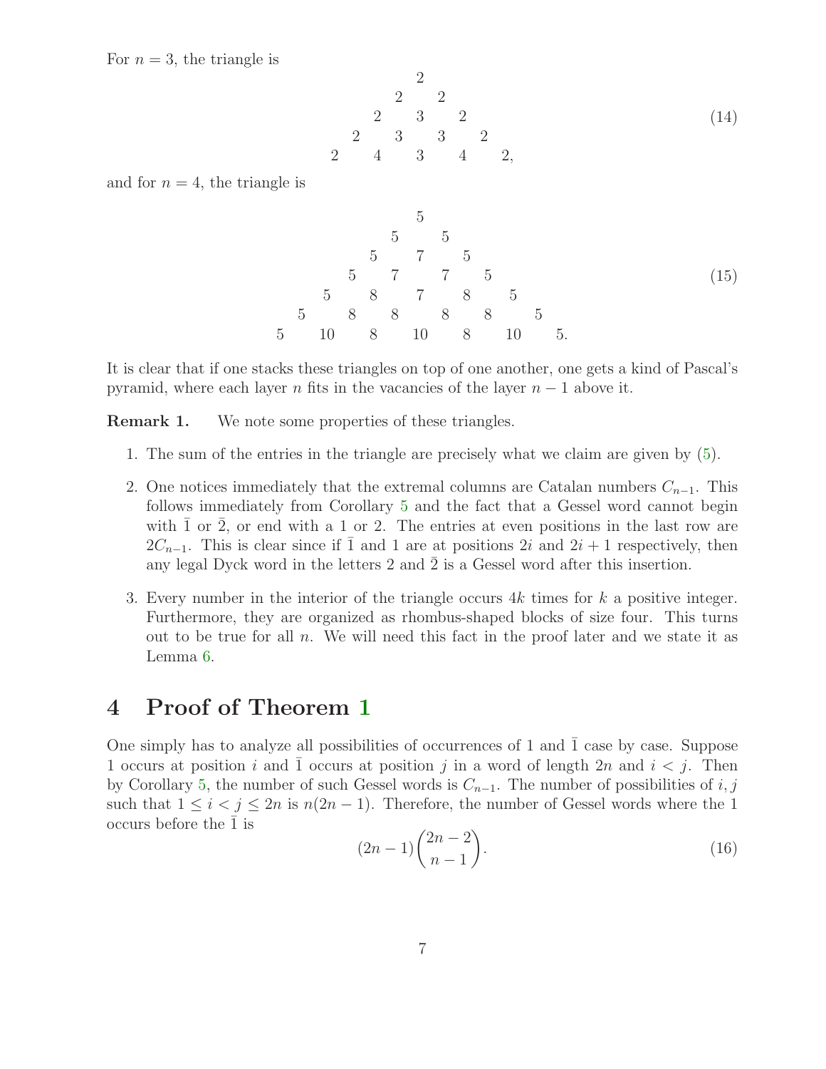For $n = 3$, the triangle is

$$
\begin{array}{ccccccccc}
 & & & & 2 & & & & \\
 & & & 2 & & 2 & & & \\
 & & 2 & & 3 & & 2 & & \\
 & 2 & & 3 & & 3 & & 2 & \\
2 & & 4 & & 3 & & 4 & & 2,
\end{array}
\tag{14}
$$

and for $n = 4$, the triangle is

$$
\begin{array}{ccccccccccccc}
 & & & & & & 5 & & & & & & \\
 & & & & & 5 & & 5 & & & & & \\
 & & & & 5 & & 7 & & 5 & & & & \\
 & & & 5 & & 7 & & 7 & & 5 & & & \\
 & & 5 & & 8 & & 7 & & 8 & & 5 & & \\
 & 5 & & 8 & & 8 & & 8 & & 8 & & 5 & \\
5 & & 10 & & 8 & & 10 & & 8 & & 10 & & 5.
\end{array}
\tag{15}
$$

It is clear that if one stacks these triangles on top of one another, one gets a kind of Pascal's pyramid, where each layer $n$ fits in the vacancies of the layer $n - 1$ above it.

**Remark 1.** We note some properties of these triangles.

1. The sum of the entries in the triangle are precisely what we claim are given by (5).
2. One notices immediately that the extremal columns are Catalan numbers $C_{n-1}$. This follows immediately from Corollary 5 and the fact that a Gessel word cannot begin with $\bar{1}$ or $\bar{2}$, or end with a 1 or 2. The entries at even positions in the last row are $2C_{n-1}$. This is clear since if $\bar{1}$ and 1 are at positions $2i$ and $2i + 1$ respectively, then any legal Dyck word in the letters 2 and $\bar{2}$ is a Gessel word after this insertion.
3. Every number in the interior of the triangle occurs $4k$ times for $k$ a positive integer. Furthermore, they are organized as rhombus-shaped blocks of size four. This turns out to be true for all $n$. We will need this fact in the proof later and we state it as Lemma 6.

# 4 Proof of Theorem 1

One simply has to analyze all possibilities of occurrences of 1 and $\bar{1}$ case by case. Suppose 1 occurs at position $i$ and $\bar{1}$ occurs at position $j$ in a word of length $2n$ and $i < j$. Then by Corollary 5, the number of such Gessel words is $C_{n-1}$. The number of possibilities of $i, j$ such that $1 \leq i < j \leq 2n$ is $n(2n - 1)$. Therefore, the number of Gessel words where the 1 occurs before the $\bar{1}$ is

$$
(2n - 1)\binom{2n - 2}{n - 1}. \tag{16}
$$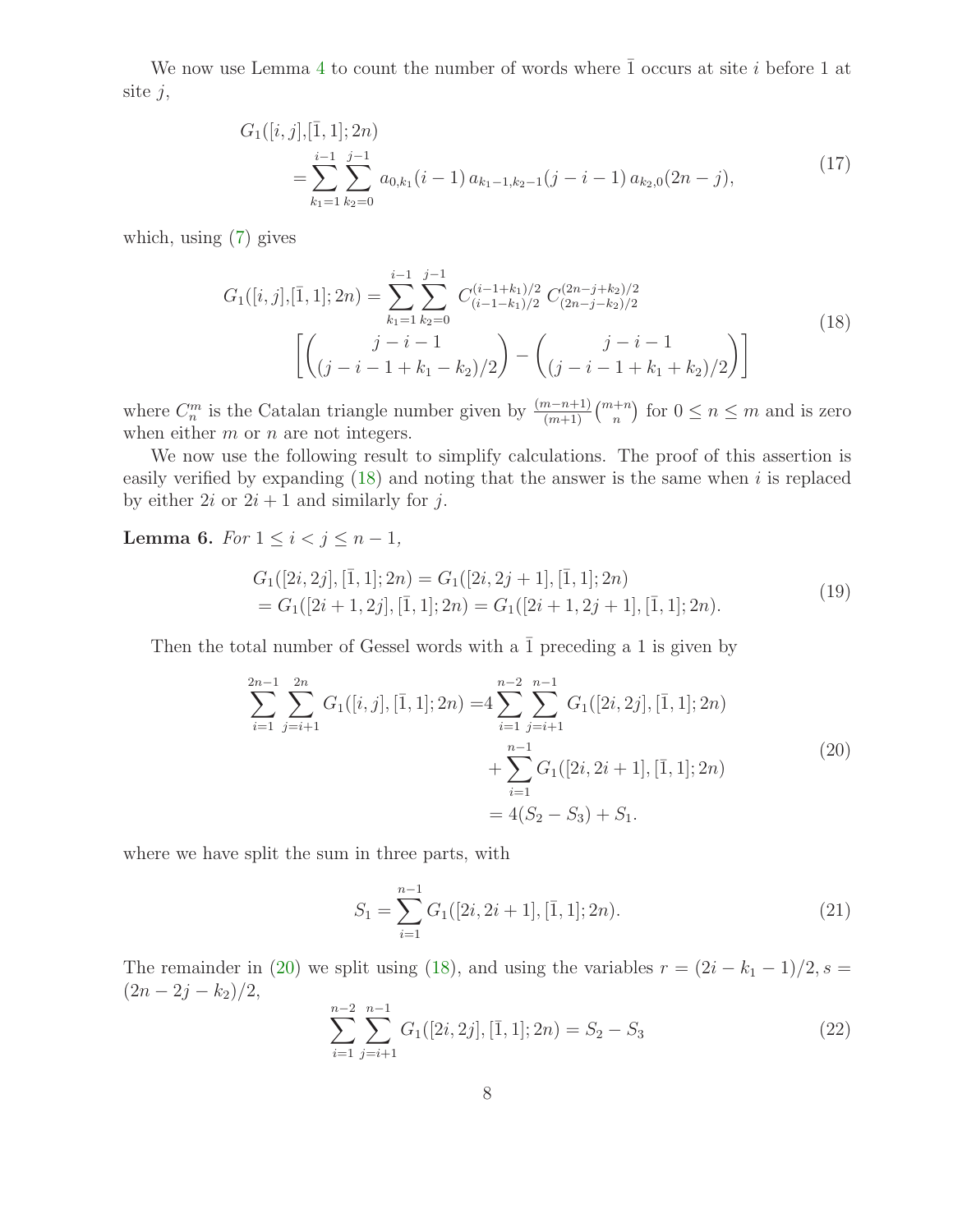We now use Lemma 4 to count the number of words where $\bar{1}$ occurs at site $i$ before 1 at site $j$,

$$
\begin{aligned}
&G_1([i,j],[\bar{1},1];2n) \\
&\qquad = \sum_{k_1=1}^{i-1}\sum_{k_2=0}^{j-1} a_{0,k_1}(i-1)\, a_{k_1-1,k_2-1}(j-i-1)\, a_{k_2,0}(2n-j),
\end{aligned}
\tag{17}
$$

which, using (7) gives

$$
\begin{aligned}
G_1([i,j],[\bar{1},1];2n) = \sum_{k_1=1}^{i-1}\sum_{k_2=0}^{j-1} & \; C^{(i-1+k_1)/2}_{(i-1-k_1)/2}\, C^{(2n-j+k_2)/2}_{(2n-j-k_2)/2} \\
&\left[\binom{j-i-1}{(j-i-1+k_1-k_2)/2} - \binom{j-i-1}{(j-i-1+k_1+k_2)/2}\right]
\end{aligned}
\tag{18}
$$

where $C^m_n$ is the Catalan triangle number given by $\frac{(m-n+1)}{(m+1)}\binom{m+n}{n}$ for $0 \le n \le m$ and is zero when either $m$ or $n$ are not integers.

We now use the following result to simplify calculations. The proof of this assertion is easily verified by expanding (18) and noting that the answer is the same when $i$ is replaced by either $2i$ or $2i+1$ and similarly for $j$.

**Lemma 6.** *For $1 \le i < j \le n-1$,*

$$
\begin{aligned}
&G_1([2i,2j],[\bar{1},1];2n) = G_1([2i,2j+1],[\bar{1},1];2n) \\
&= G_1([2i+1,2j],[\bar{1},1];2n) = G_1([2i+1,2j+1],[\bar{1},1];2n).
\end{aligned}
\tag{19}
$$

Then the total number of Gessel words with a $\bar{1}$ preceding a 1 is given by

$$
\begin{aligned}
\sum_{i=1}^{2n-1}\sum_{j=i+1}^{2n} G_1([i,j],[\bar{1},1];2n) =& 4\sum_{i=1}^{n-2}\sum_{j=i+1}^{n-1} G_1([2i,2j],[\bar{1},1];2n) \\
&+ \sum_{i=1}^{n-1} G_1([2i,2i+1],[\bar{1},1];2n) \\
&= 4(S_2-S_3)+S_1.
\end{aligned}
\tag{20}
$$

where we have split the sum in three parts, with

$$
S_1 = \sum_{i=1}^{n-1} G_1([2i,2i+1],[\bar{1},1];2n). \tag{21}
$$

The remainder in (20) we split using (18), and using the variables $r = (2i-k_1-1)/2, s = (2n-2j-k_2)/2$,

$$
\sum_{i=1}^{n-2}\sum_{j=i+1}^{n-1} G_1([2i,2j],[\bar{1},1];2n) = S_2 - S_3 \tag{22}
$$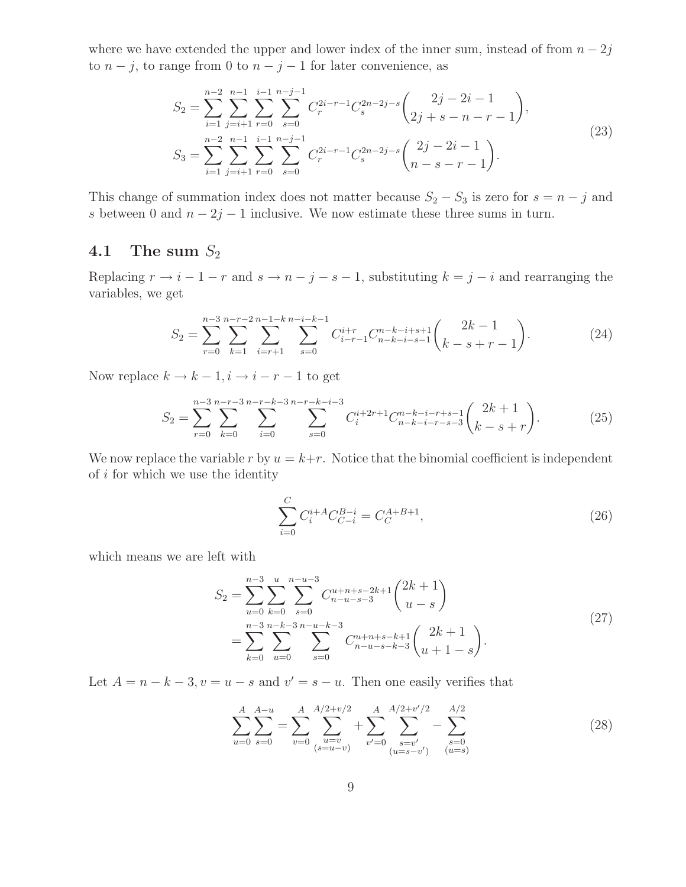where we have extended the upper and lower index of the inner sum, instead of from $n-2j$ to $n-j$, to range from 0 to $n-j-1$ for later convenience, as

$$
\begin{aligned}
S_2 &= \sum_{i=1}^{n-2} \sum_{j=i+1}^{n-1} \sum_{r=0}^{i-1} \sum_{s=0}^{n-j-1} C_r^{2i-r-1} C_s^{2n-2j-s} \binom{2j-2i-1}{2j+s-n-r-1}, \\
S_3 &= \sum_{i=1}^{n-2} \sum_{j=i+1}^{n-1} \sum_{r=0}^{i-1} \sum_{s=0}^{n-j-1} C_r^{2i-r-1} C_s^{2n-2j-s} \binom{2j-2i-1}{n-s-r-1}.
\end{aligned}
\tag{23}
$$

This change of summation index does not matter because $S_2 - S_3$ is zero for $s = n-j$ and $s$ between 0 and $n-2j-1$ inclusive. We now estimate these three sums in turn.

## 4.1 The sum $S_2$

Replacing $r \to i-1-r$ and $s \to n-j-s-1$, substituting $k = j-i$ and rearranging the variables, we get

$$
S_2 = \sum_{r=0}^{n-3} \sum_{k=1}^{n-r-2} \sum_{i=r+1}^{n-1-k} \sum_{s=0}^{n-i-k-1} C_{i-r-1}^{i+r} C_{n-k-i-s-1}^{n-k-i+s+1} \binom{2k-1}{k-s+r-1}. \tag{24}
$$

Now replace $k \to k-1, i \to i-r-1$ to get

$$
S_2 = \sum_{r=0}^{n-3} \sum_{k=0}^{n-r-3} \sum_{i=0}^{n-r-k-3} \sum_{s=0}^{n-r-k-i-3} C_i^{i+2r+1} C_{n-k-i-r-s-3}^{n-k-i-r+s-1} \binom{2k+1}{k-s+r}. \tag{25}
$$

We now replace the variable $r$ by $u = k+r$. Notice that the binomial coefficient is independent of $i$ for which we use the identity

$$
\sum_{i=0}^{C} C_i^{i+A} C_{C-i}^{B-i} = C_C^{A+B+1}, \tag{26}
$$

which means we are left with

$$
\begin{aligned}
S_2 &= \sum_{u=0}^{n-3} \sum_{k=0}^{u} \sum_{s=0}^{n-u-3} C_{n-u-s-3}^{u+n+s-2k+1} \binom{2k+1}{u-s} \\
&= \sum_{k=0}^{n-3} \sum_{u=0}^{n-k-3} \sum_{s=0}^{n-u-k-3} C_{n-u-s-k-3}^{u+n+s-k+1} \binom{2k+1}{u+1-s}.
\end{aligned}
\tag{27}
$$

Let $A = n-k-3, v = u-s$ and $v' = s-u$. Then one easily verifies that

$$
\sum_{u=0}^{A} \sum_{s=0}^{A-u} = \sum_{v=0}^{A} \sum_{\substack{u=v \\ (s=u-v)}}^{A/2+v/2} + \sum_{v'=0}^{A} \sum_{\substack{s=v' \\ (u=s-v')}}^{A/2+v'/2} - \sum_{\substack{s=0 \\ (u=s)}}^{A/2} \tag{28}
$$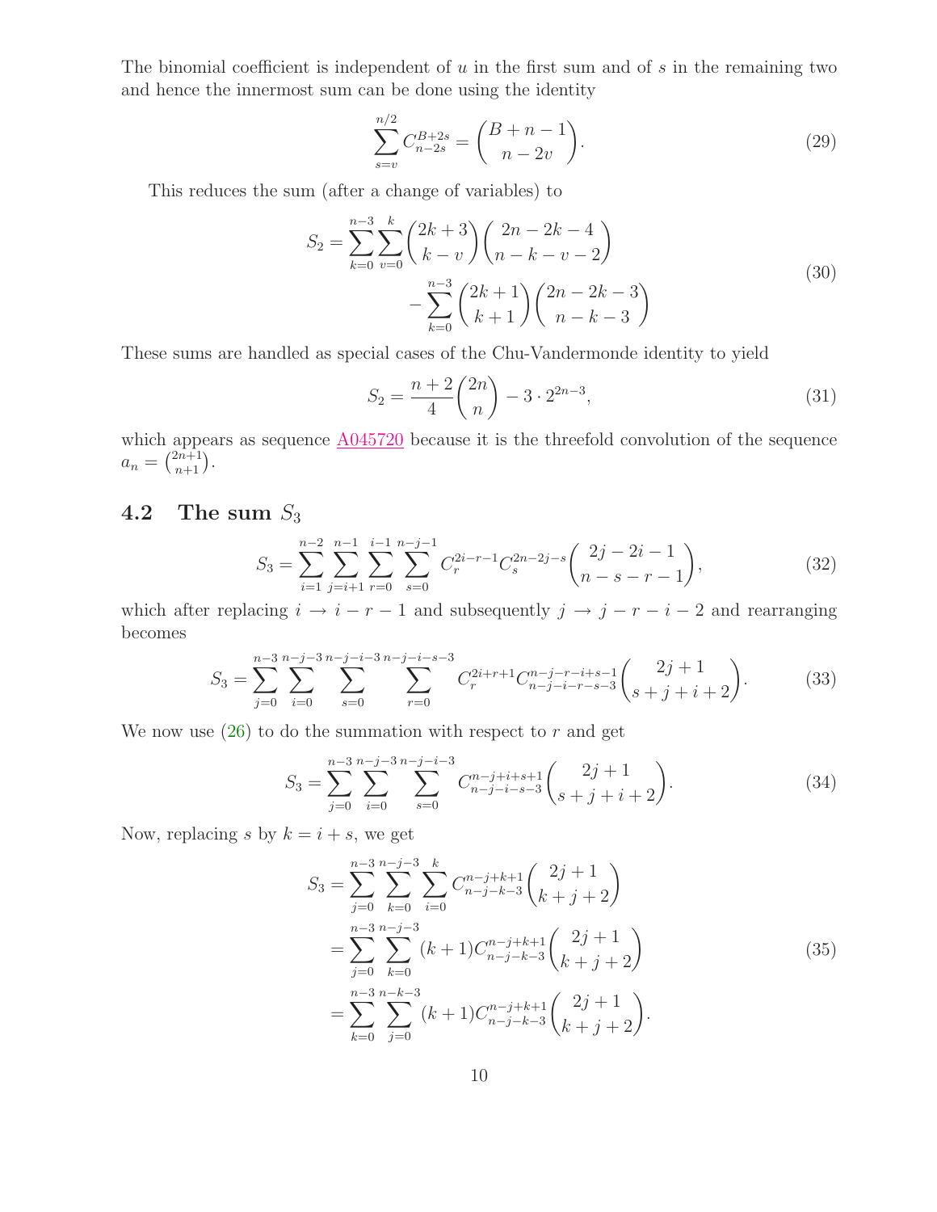The binomial coefficient is independent of $u$ in the first sum and of $s$ in the remaining two and hence the innermost sum can be done using the identity

$$\sum_{s=v}^{n/2} C_{n-2s}^{B+2s} = \binom{B+n-1}{n-2v}. \tag{29}$$

This reduces the sum (after a change of variables) to

$$\begin{aligned} S_2 = \sum_{k=0}^{n-3}\sum_{v=0}^{k}\binom{2k+3}{k-v}\binom{2n-2k-4}{n-k-v-2} \\ -\sum_{k=0}^{n-3}\binom{2k+1}{k+1}\binom{2n-2k-3}{n-k-3} \end{aligned} \tag{30}$$

These sums are handled as special cases of the Chu-Vandermonde identity to yield

$$S_2 = \frac{n+2}{4}\binom{2n}{n} - 3\cdot 2^{2n-3}, \tag{31}$$

which appears as sequence A045720 because it is the threefold convolution of the sequence $a_n = \binom{2n+1}{n+1}$.

## 4.2 The sum $S_3$

$$S_3 = \sum_{i=1}^{n-2}\sum_{j=i+1}^{n-1}\sum_{r=0}^{i-1}\sum_{s=0}^{n-j-1} C_r^{2i-r-1} C_s^{2n-2j-s}\binom{2j-2i-1}{n-s-r-1}, \tag{32}$$

which after replacing $i \to i-r-1$ and subsequently $j \to j-r-i-2$ and rearranging becomes

$$S_3 = \sum_{j=0}^{n-3}\sum_{i=0}^{n-j-3}\sum_{s=0}^{n-j-i-3}\sum_{r=0}^{n-j-i-s-3} C_r^{2i+r+1} C_{n-j-i-r-s-3}^{n-j-r-i+s-1}\binom{2j+1}{s+j+i+2}. \tag{33}$$

We now use (26) to do the summation with respect to $r$ and get

$$S_3 = \sum_{j=0}^{n-3}\sum_{i=0}^{n-j-3}\sum_{s=0}^{n-j-i-3} C_{n-j-i-s-3}^{n-j+i+s+1}\binom{2j+1}{s+j+i+2}. \tag{34}$$

Now, replacing $s$ by $k = i+s$, we get

$$\begin{aligned} S_3 &= \sum_{j=0}^{n-3}\sum_{k=0}^{n-j-3}\sum_{i=0}^{k} C_{n-j-k-3}^{n-j+k+1}\binom{2j+1}{k+j+2} \\ &= \sum_{j=0}^{n-3}\sum_{k=0}^{n-j-3}(k+1) C_{n-j-k-3}^{n-j+k+1}\binom{2j+1}{k+j+2} \\ &= \sum_{k=0}^{n-3}\sum_{j=0}^{n-k-3}(k+1) C_{n-j-k-3}^{n-j+k+1}\binom{2j+1}{k+j+2}. \end{aligned} \tag{35}$$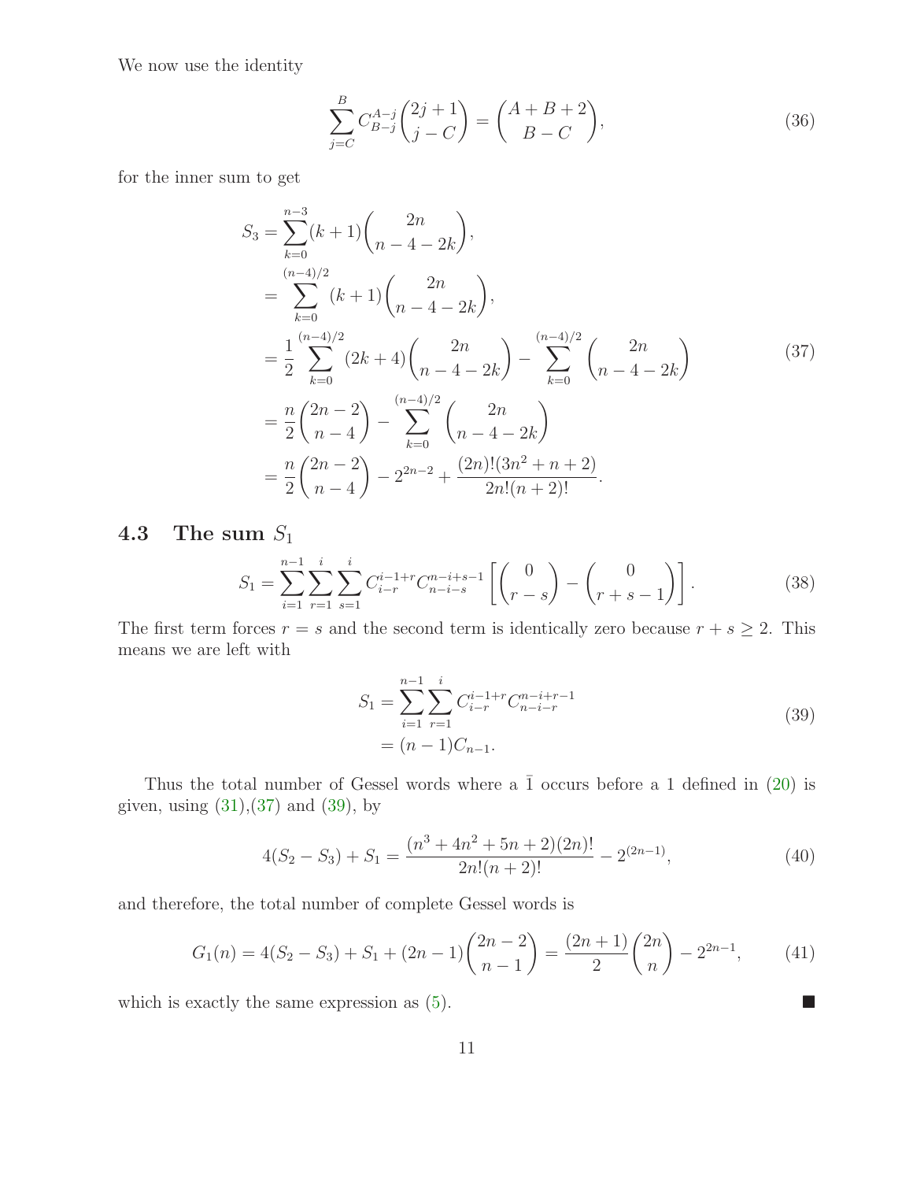We now use the identity

$$\sum_{j=C}^{B} C_{B-j}^{A-j} \binom{2j+1}{j-C} = \binom{A+B+2}{B-C}, \tag{36}$$

for the inner sum to get

$$\begin{aligned}
S_3 &= \sum_{k=0}^{n-3} (k+1) \binom{2n}{n-4-2k}, \\
&= \sum_{k=0}^{(n-4)/2} (k+1) \binom{2n}{n-4-2k}, \\
&= \frac{1}{2} \sum_{k=0}^{(n-4)/2} (2k+4) \binom{2n}{n-4-2k} - \sum_{k=0}^{(n-4)/2} \binom{2n}{n-4-2k} \\
&= \frac{n}{2} \binom{2n-2}{n-4} - \sum_{k=0}^{(n-4)/2} \binom{2n}{n-4-2k} \\
&= \frac{n}{2} \binom{2n-2}{n-4} - 2^{2n-2} + \frac{(2n)!(3n^2+n+2)}{2n!(n+2)!}.
\end{aligned} \tag{37}$$

### 4.3 The sum $S_1$

$$S_1 = \sum_{i=1}^{n-1} \sum_{r=1}^{i} \sum_{s=1}^{i} C_{i-r}^{i-1+r} C_{n-i-s}^{n-i+s-1} \left[ \binom{0}{r-s} - \binom{0}{r+s-1} \right]. \tag{38}$$

The first term forces $r = s$ and the second term is identically zero because $r + s \geq 2$. This means we are left with

$$\begin{aligned}
S_1 &= \sum_{i=1}^{n-1} \sum_{r=1}^{i} C_{i-r}^{i-1+r} C_{n-i-r}^{n-i+r-1} \\
&= (n-1) C_{n-1}.
\end{aligned} \tag{39}$$

Thus the total number of Gessel words where a $\bar{1}$ occurs before a 1 defined in (20) is given, using (31),(37) and (39), by

$$4(S_2 - S_3) + S_1 = \frac{(n^3 + 4n^2 + 5n + 2)(2n)!}{2n!(n+2)!} - 2^{(2n-1)}, \tag{40}$$

and therefore, the total number of complete Gessel words is

$$G_1(n) = 4(S_2 - S_3) + S_1 + (2n-1)\binom{2n-2}{n-1} = \frac{(2n+1)}{2}\binom{2n}{n} - 2^{2n-1}, \tag{41}$$

which is exactly the same expression as (5). ∎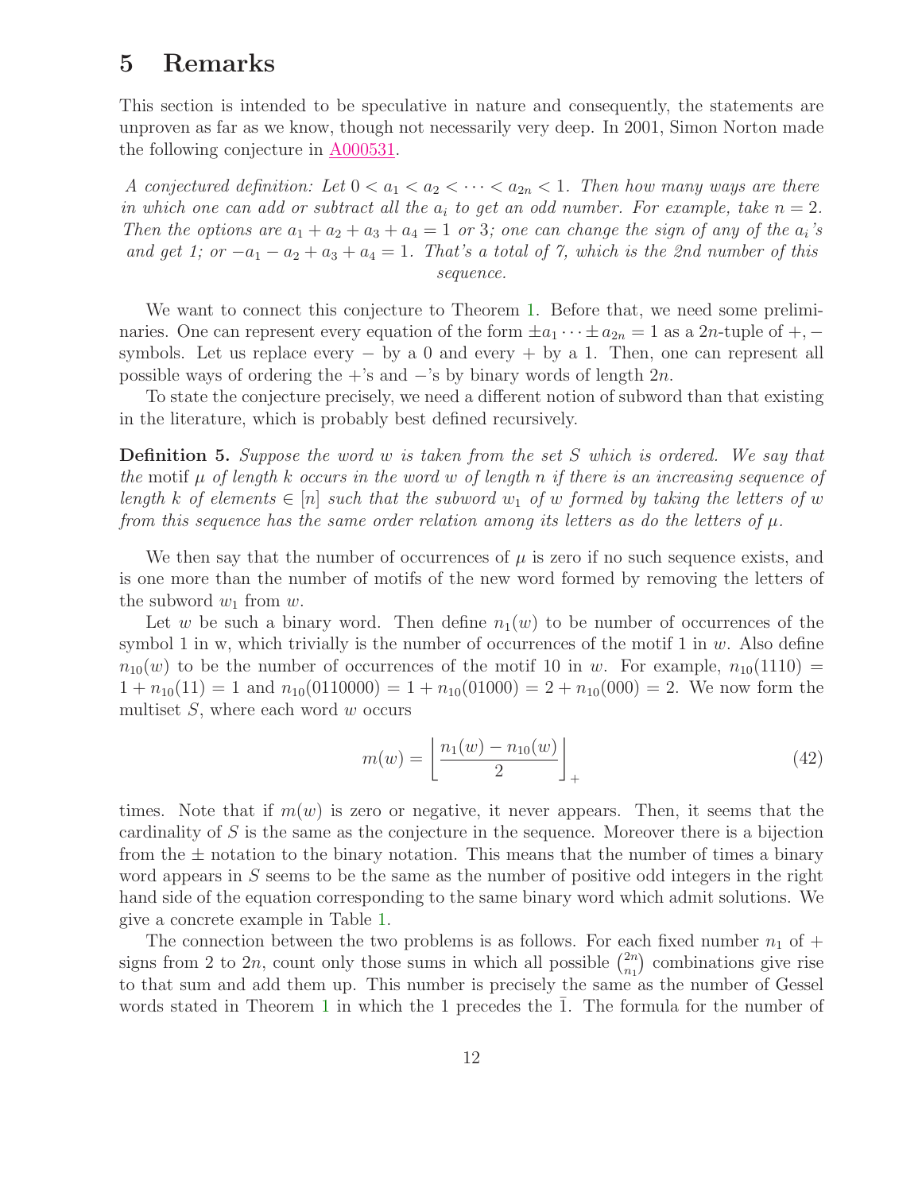## 5 Remarks

This section is intended to be speculative in nature and consequently, the statements are unproven as far as we know, though not necessarily very deep. In 2001, Simon Norton made the following conjecture in A000531.

*A conjectured definition: Let $0 < a_1 < a_2 < \cdots < a_{2n} < 1$. Then how many ways are there in which one can add or subtract all the $a_i$ to get an odd number. For example, take $n = 2$. Then the options are $a_1 + a_2 + a_3 + a_4 = 1$ or 3; one can change the sign of any of the $a_i$'s and get 1; or $-a_1 - a_2 + a_3 + a_4 = 1$. That's a total of 7, which is the 2nd number of this sequence.*

We want to connect this conjecture to Theorem 1. Before that, we need some preliminaries. One can represent every equation of the form $\pm a_1 \cdots \pm a_{2n} = 1$ as a $2n$-tuple of $+, -$ symbols. Let us replace every $-$ by a 0 and every $+$ by a 1. Then, one can represent all possible ways of ordering the $+$'s and $-$'s by binary words of length $2n$.

To state the conjecture precisely, we need a different notion of subword than that existing in the literature, which is probably best defined recursively.

**Definition 5.** *Suppose the word $w$ is taken from the set $S$ which is ordered. We say that the* motif *$\mu$ of length $k$ occurs in the word $w$ of length $n$ if there is an increasing sequence of length $k$ of elements $\in [n]$ such that the subword $w_1$ of $w$ formed by taking the letters of $w$ from this sequence has the same order relation among its letters as do the letters of $\mu$.*

We then say that the number of occurrences of $\mu$ is zero if no such sequence exists, and is one more than the number of motifs of the new word formed by removing the letters of the subword $w_1$ from $w$.

Let $w$ be such a binary word. Then define $n_1(w)$ to be number of occurrences of the symbol 1 in w, which trivially is the number of occurrences of the motif 1 in $w$. Also define $n_{10}(w)$ to be the number of occurrences of the motif 10 in $w$. For example, $n_{10}(1110) = 1 + n_{10}(11) = 1$ and $n_{10}(0110000) = 1 + n_{10}(01000) = 2 + n_{10}(000) = 2$. We now form the multiset $S$, where each word $w$ occurs

$$m(w) = \left\lfloor \frac{n_1(w) - n_{10}(w)}{2} \right\rfloor_+ \tag{42}$$

times. Note that if $m(w)$ is zero or negative, it never appears. Then, it seems that the cardinality of $S$ is the same as the conjecture in the sequence. Moreover there is a bijection from the $\pm$ notation to the binary notation. This means that the number of times a binary word appears in $S$ seems to be the same as the number of positive odd integers in the right hand side of the equation corresponding to the same binary word which admit solutions. We give a concrete example in Table 1.

The connection between the two problems is as follows. For each fixed number $n_1$ of $+$ signs from 2 to $2n$, count only those sums in which all possible $\binom{2n}{n_1}$ combinations give rise to that sum and add them up. This number is precisely the same as the number of Gessel words stated in Theorem 1 in which the 1 precedes the $\bar{1}$. The formula for the number of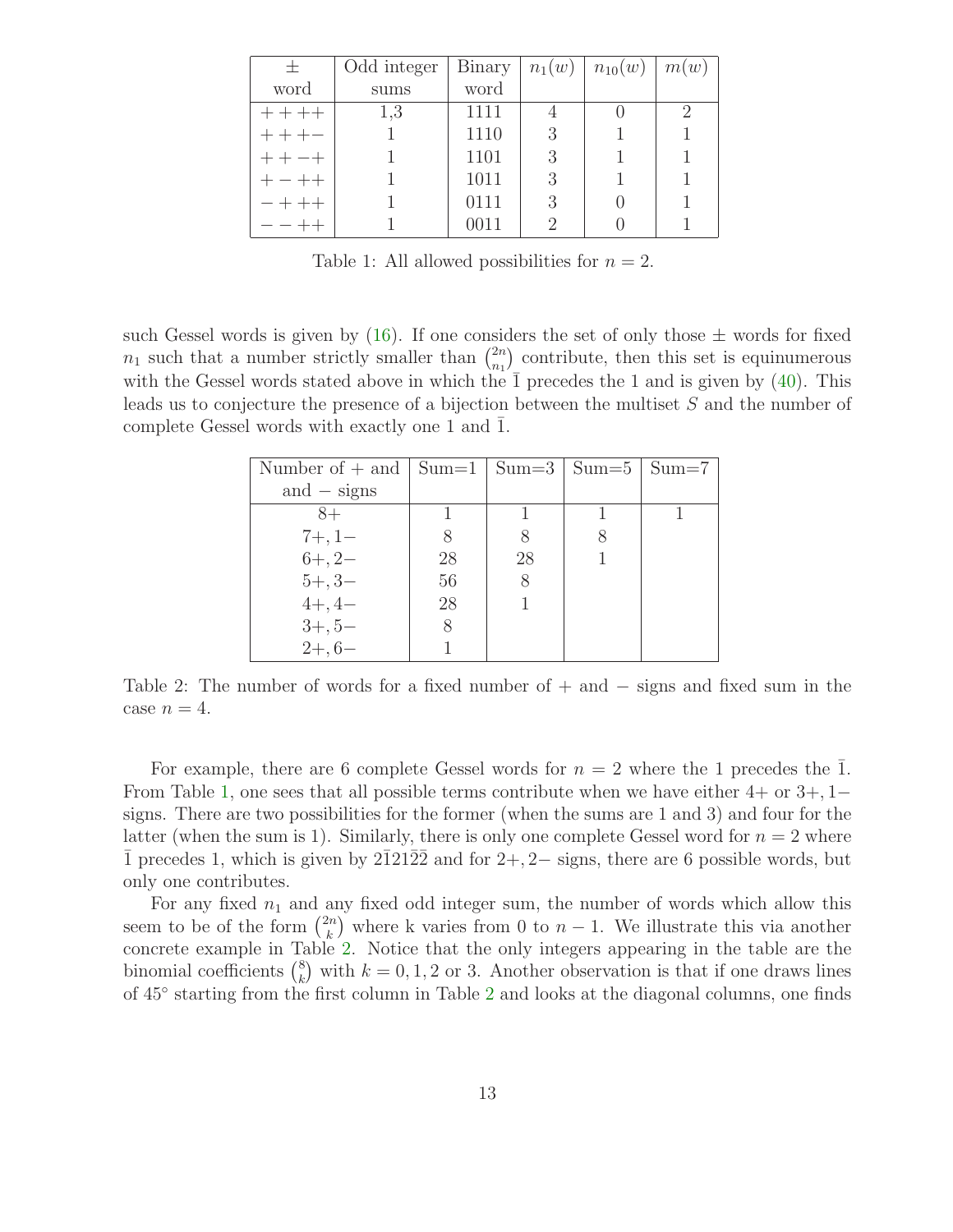| $\pm$ word | Odd integer sums | Binary word | $n_1(w)$ | $n_{10}(w)$ | $m(w)$ |
|---|---|---|---|---|---|
| $++++$ | 1,3 | 1111 | 4 | 0 | 2 |
| $+++-$ | 1 | 1110 | 3 | 1 | 1 |
| $++-+$ | 1 | 1101 | 3 | 1 | 1 |
| $+-++$ | 1 | 1011 | 3 | 1 | 1 |
| $-+++$ | 1 | 0111 | 3 | 0 | 1 |
| $--++$ | 1 | 0011 | 2 | 0 | 1 |

Table 1: All allowed possibilities for $n = 2$.

such Gessel words is given by (16). If one considers the set of only those $\pm$ words for fixed $n_1$ such that a number strictly smaller than $\binom{2n}{n_1}$ contribute, then this set is equinumerous with the Gessel words stated above in which the $\bar{1}$ precedes the 1 and is given by (40). This leads us to conjecture the presence of a bijection between the multiset $S$ and the number of complete Gessel words with exactly one 1 and $\bar{1}$.

| Number of + and and − signs | Sum=1 | Sum=3 | Sum=5 | Sum=7 |
|---|---|---|---|---|
| $8+$ | 1 | 1 | 1 | 1 |
| $7+, 1-$ | 8 | 8 | 8 | |
| $6+, 2-$ | 28 | 28 | 1 | |
| $5+, 3-$ | 56 | 8 | | |
| $4+, 4-$ | 28 | 1 | | |
| $3+, 5-$ | 8 | | | |
| $2+, 6-$ | 1 | | | |

Table 2: The number of words for a fixed number of + and − signs and fixed sum in the case $n = 4$.

For example, there are 6 complete Gessel words for $n = 2$ where the 1 precedes the $\bar{1}$. From Table 1, one sees that all possible terms contribute when we have either $4+$ or $3+, 1-$ signs. There are two possibilities for the former (when the sums are 1 and 3) and four for the latter (when the sum is 1). Similarly, there is only one complete Gessel word for $n = 2$ where $\bar{1}$ precedes 1, which is given by $2\bar{1}21\bar{2}\bar{2}$ and for $2+, 2-$ signs, there are 6 possible words, but only one contributes.

For any fixed $n_1$ and any fixed odd integer sum, the number of words which allow this seem to be of the form $\binom{2n}{k}$ where k varies from 0 to $n-1$. We illustrate this via another concrete example in Table 2. Notice that the only integers appearing in the table are the binomial coefficients $\binom{8}{k}$ with $k = 0, 1, 2$ or 3. Another observation is that if one draws lines of 45° starting from the first column in Table 2 and looks at the diagonal columns, one finds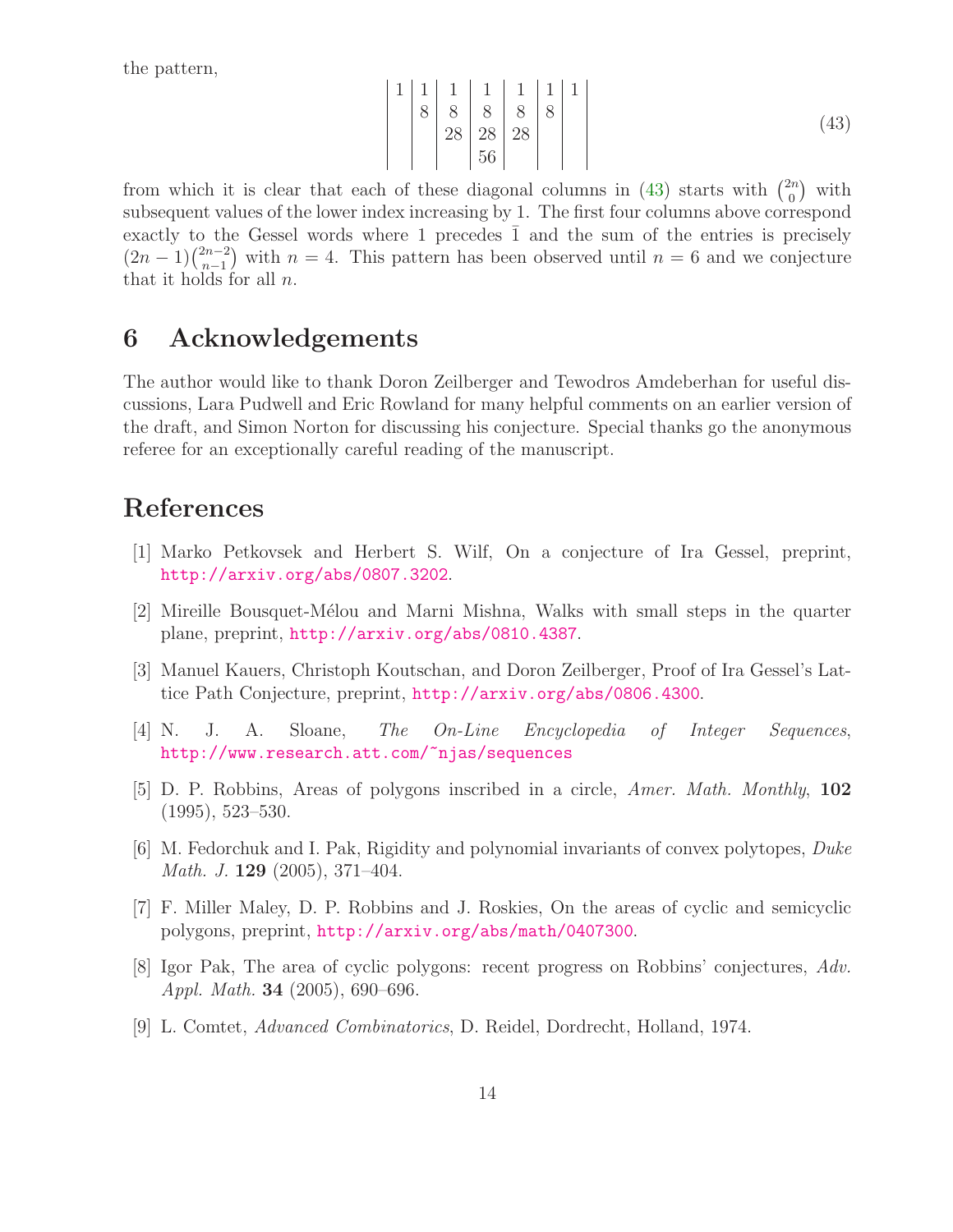the pattern,

$$
\begin{array}{|c|c|c|c|c|c|c|}
1 & 1 & 1 & 1 & 1 & 1 & 1 \\
 & 8 & 8 & 8 & 8 & 8 & \\
 & & 28 & 28 & 28 & & \\
 & & & 56 & & &
\end{array} \tag{43}
$$

from which it is clear that each of these diagonal columns in (43) starts with $\binom{2n}{0}$ with subsequent values of the lower index increasing by 1. The first four columns above correspond exactly to the Gessel words where 1 precedes $\bar{1}$ and the sum of the entries is precisely $(2n-1)\binom{2n-2}{n-1}$ with $n = 4$. This pattern has been observed until $n = 6$ and we conjecture that it holds for all $n$.

# 6 Acknowledgements

The author would like to thank Doron Zeilberger and Tewodros Amdeberhan for useful discussions, Lara Pudwell and Eric Rowland for many helpful comments on an earlier version of the draft, and Simon Norton for discussing his conjecture. Special thanks go the anonymous referee for an exceptionally careful reading of the manuscript.

# References

[1] Marko Petkovsek and Herbert S. Wilf, On a conjecture of Ira Gessel, preprint, http://arxiv.org/abs/0807.3202.

[2] Mireille Bousquet-Mélou and Marni Mishna, Walks with small steps in the quarter plane, preprint, http://arxiv.org/abs/0810.4387.

[3] Manuel Kauers, Christoph Koutschan, and Doron Zeilberger, Proof of Ira Gessel's Lattice Path Conjecture, preprint, http://arxiv.org/abs/0806.4300.

[4] N. J. A. Sloane, *The On-Line Encyclopedia of Integer Sequences*, http://www.research.att.com/~njas/sequences

[5] D. P. Robbins, Areas of polygons inscribed in a circle, *Amer. Math. Monthly*, **102** (1995), 523–530.

[6] M. Fedorchuk and I. Pak, Rigidity and polynomial invariants of convex polytopes, *Duke Math. J.* **129** (2005), 371–404.

[7] F. Miller Maley, D. P. Robbins and J. Roskies, On the areas of cyclic and semicyclic polygons, preprint, http://arxiv.org/abs/math/0407300.

[8] Igor Pak, The area of cyclic polygons: recent progress on Robbins' conjectures, *Adv. Appl. Math.* **34** (2005), 690–696.

[9] L. Comtet, *Advanced Combinatorics*, D. Reidel, Dordrecht, Holland, 1974.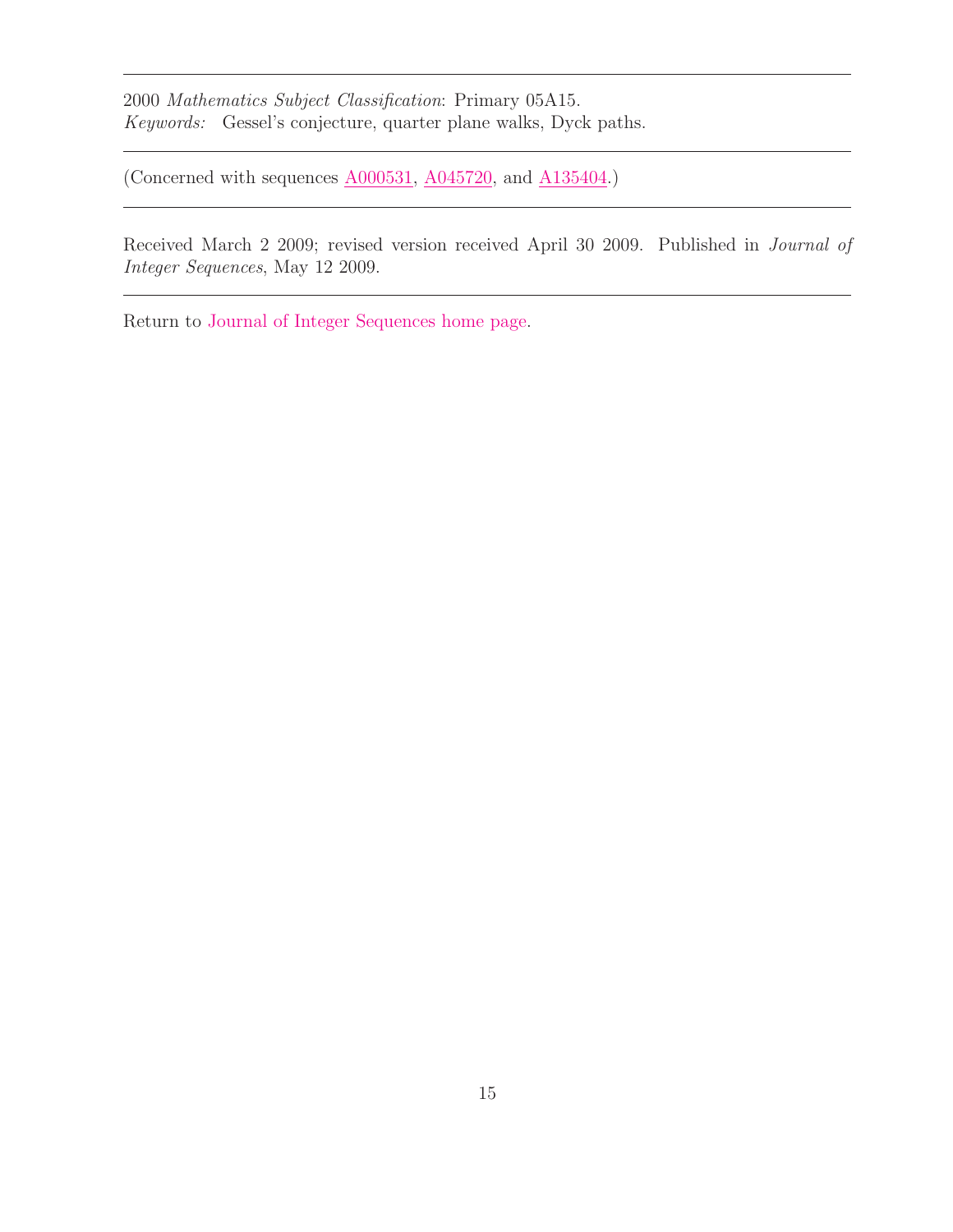---

2000 *Mathematics Subject Classification*: Primary 05A15.
*Keywords:* Gessel's conjecture, quarter plane walks, Dyck paths.

---

(Concerned with sequences A000531, A045720, and A135404.)

---

Received March 2 2009; revised version received April 30 2009. Published in *Journal of Integer Sequences*, May 12 2009.

---

Return to Journal of Integer Sequences home page.